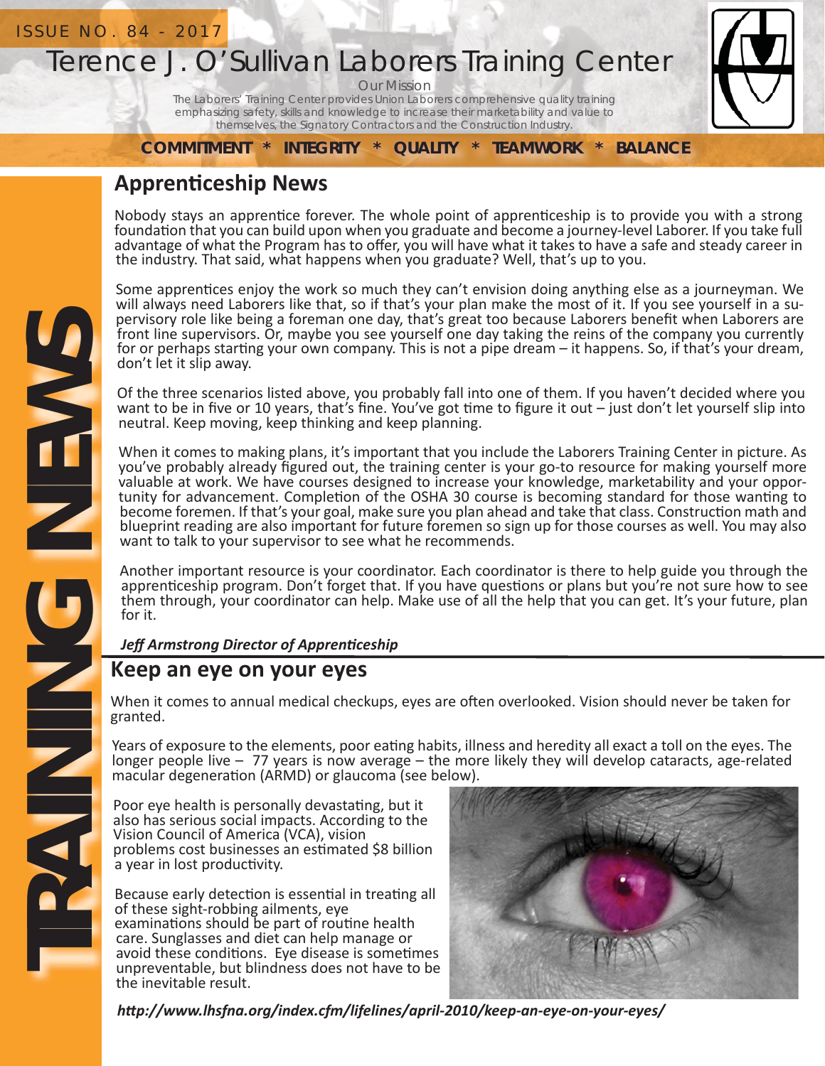ISSUE NO. 84 - 2017

# Terence J. O'Sullivan Laborers Training Center

Our Mission

The Laborers' Training Center provides Union Laborers comprehensive quality training emphasizing safety, skills and knowledge to increase their marketability and value to themselves, the Signatory Contractors and the Construction Industry.

**COMMITMENT * INTEGRITY * QUALITY * TEAMWORK * BALANCE**

TRAINING NEWS

## Apprenticeship News

Nobody stays an apprentice forever. The whole point of apprenticeship is to provide you with a strong foundation that you can build upon when you graduate and become a journey-level Laborer. If you take full advantage of what the Program has to offer, you will have what it takes to have a safe and steady career in the industry. That said, what happens when you graduate? Well, that's up to you.

Some apprentices enjoy the work so much they can't envision doing anything else as a journeyman. We will always need Laborers like that, so if that's your plan make the most of it. If you see yourself in a supervisory role like being a foreman one day, that's great too because Laborers benefit when Laborers are front line supervisors. Or, maybe you see yourself one day taking the reins of the company you currently for or perhaps starting your own company. This is not a pipe dream – it happens. So, if that's your dream, don't let it slip away.

Of the three scenarios listed above, you probably fall into one of them. If you haven't decided where you want to be in five or 10 years, that's fine. You've got time to figure it out – just don't let yourself slip into neutral. Keep moving, keep thinking and keep planning.

When it comes to making plans, it's important that you include the Laborers Training Center in picture. As you've probably already figured out, the training center is your go-to resource for making yourself more valuable at work. We have courses designed to increase your knowledge, marketability and your opportunity for advancement. Completion of the OSHA 30 course is becoming standard for those wanting to become foremen. If that's your goal, make sure you plan ahead and take that class. Construction math and blueprint reading are also important for future foremen so sign up for those courses as well. You may also want to talk to your supervisor to see what he recommends.

Another important resource is your coordinator. Each coordinator is there to help guide you through the apprenticeship program. Don't forget that. If you have questions or plans but you're not sure how to see them through, your coordinator can help. Make use of all the help that you can get. It's your future, plan for it.

***Jeff Armstrong Director of Apprenticeship***

## Keep an eye on your eyes

When it comes to annual medical checkups, eyes are often overlooked. Vision should never be taken for granted.

Years of exposure to the elements, poor eating habits, illness and heredity all exact a toll on the eyes. The longer people live – 77 years is now average – the more likely they will develop cataracts, age-related macular degeneration (ARMD) or glaucoma (see below).

Poor eye health is personally devastating, but it also has serious social impacts. According to the Vision Council of America (VCA), vision problems cost businesses an estimated $8 billion a year in lost productivity.

Because early detection is essential in treating all of these sight-robbing ailments, eye examinations should be part of routine health care. Sunglasses and diet can help manage or avoid these conditions. Eye disease is sometimes unpreventable, but blindness does not have to be the inevitable result.

***http://www.lhsfna.org/index.cfm/lifelines/april-2010/keep-an-eye-on-your-eyes/***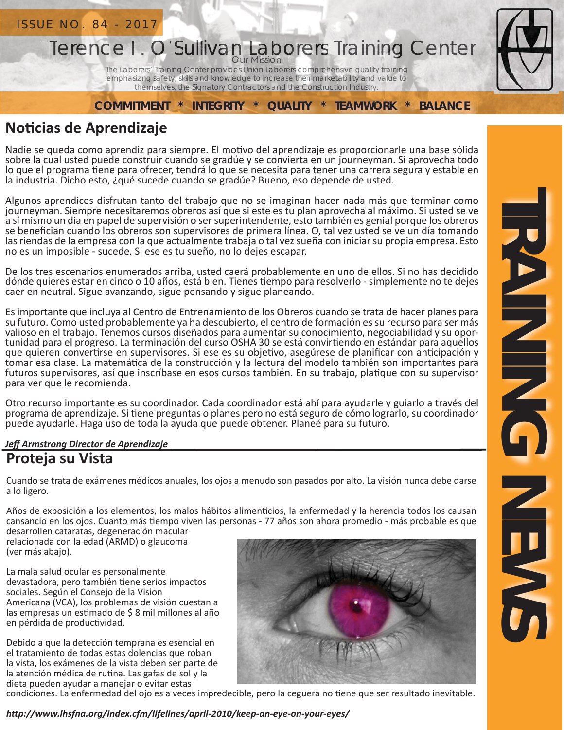ISSUE NO. 84 - 2017

# Terence J. O'Sullivan Laborers Training Center

Our Mission

The Laborers' Training Center provides Union Laborers comprehensive quality training emphasizing safety, skills and knowledge to increase their marketability and value to themselves, the Signatory Contractors and the Construction Industry.

**COMMITMENT * INTEGRITY * QUALITY * TEAMWORK * BALANCE**

TRAINING NEWS

## Noticias de Aprendizaje

Nadie se queda como aprendiz para siempre. El motivo del aprendizaje es proporcionarle una base sólida sobre la cual usted puede construir cuando se gradúe y se convierta en un journeyman. Si aprovecha todo lo que el programa tiene para ofrecer, tendrá lo que se necesita para tener una carrera segura y estable en la industria. Dicho esto, ¿qué sucede cuando se gradúe? Bueno, eso depende de usted.

Algunos aprendices disfrutan tanto del trabajo que no se imaginan hacer nada más que terminar como journeyman. Siempre necesitaremos obreros así que si este es tu plan aprovecha al máximo. Si usted se ve a sí mismo un dia en papel de supervisión o ser superintendente, esto también es genial porque los obreros se benefician cuando los obreros son supervisores de primera línea. O, tal vez usted se ve un día tomando las riendas de la empresa con la que actualmente trabaja o tal vez sueña con iniciar su propia empresa. Esto no es un imposible - sucede. Si ese es tu sueño, no lo dejes escapar.

De los tres escenarios enumerados arriba, usted caerá probablemente en uno de ellos. Si no has decidido dónde quieres estar en cinco o 10 años, está bien. Tienes tiempo para resolverlo - simplemente no te dejes caer en neutral. Sigue avanzando, sigue pensando y sigue planeando.

Es importante que incluya al Centro de Entrenamiento de los Obreros cuando se trata de hacer planes para su futuro. Como usted probablemente ya ha descubierto, el centro de formación es su recurso para ser más valioso en el trabajo. Tenemos cursos diseñados para aumentar su conocimiento, negociabilidad y su oportunidad para el progreso. La terminación del curso OSHA 30 se está convirtiendo en estándar para aquellos que quieren convertirse en supervisores. Si ese es su objetivo, asegúrese de planificar con anticipación y tomar esa clase. La matemática de la construcción y la lectura del modelo también son importantes para futuros supervisores, así que inscríbase en esos cursos también. En su trabajo, platique con su supervisor para ver que le recomienda.

Otro recurso importante es su coordinador. Cada coordinador está ahí para ayudarle y guiarlo a través del programa de aprendizaje. Si tiene preguntas o planes pero no está seguro de cómo lograrlo, su coordinador puede ayudarle. Haga uso de toda la ayuda que puede obtener. Planeé para su futuro.

***Jeff Armstrong Director de Aprendizaje***

## Proteja su Vista

Cuando se trata de exámenes médicos anuales, los ojos a menudo son pasados por alto. La visión nunca debe darse a lo ligero.

Años de exposición a los elementos, los malos hábitos alimenticios, la enfermedad y la herencia todos los causan cansancio en los ojos. Cuanto más tiempo viven las personas - 77 años son ahora promedio - más probable es que desarrollen cataratas, degeneración macular relacionada con la edad (ARMD) o glaucoma (ver más abajo).

La mala salud ocular es personalmente devastadora, pero también tiene serios impactos sociales. Según el Consejo de la Vision Americana (VCA), los problemas de visión cuestan a las empresas un estimado de $ 8 mil millones al año en pérdida de productividad.

Debido a que la detección temprana es esencial en el tratamiento de todas estas dolencias que roban la vista, los exámenes de la vista deben ser parte de la atención médica de rutina. Las gafas de sol y la dieta pueden ayudar a manejar o evitar estas condiciones. La enfermedad del ojo es a veces impredecible, pero la ceguera no tiene que ser resultado inevitable.

***http://www.lhsfna.org/index.cfm/lifelines/april-2010/keep-an-eye-on-your-eyes/***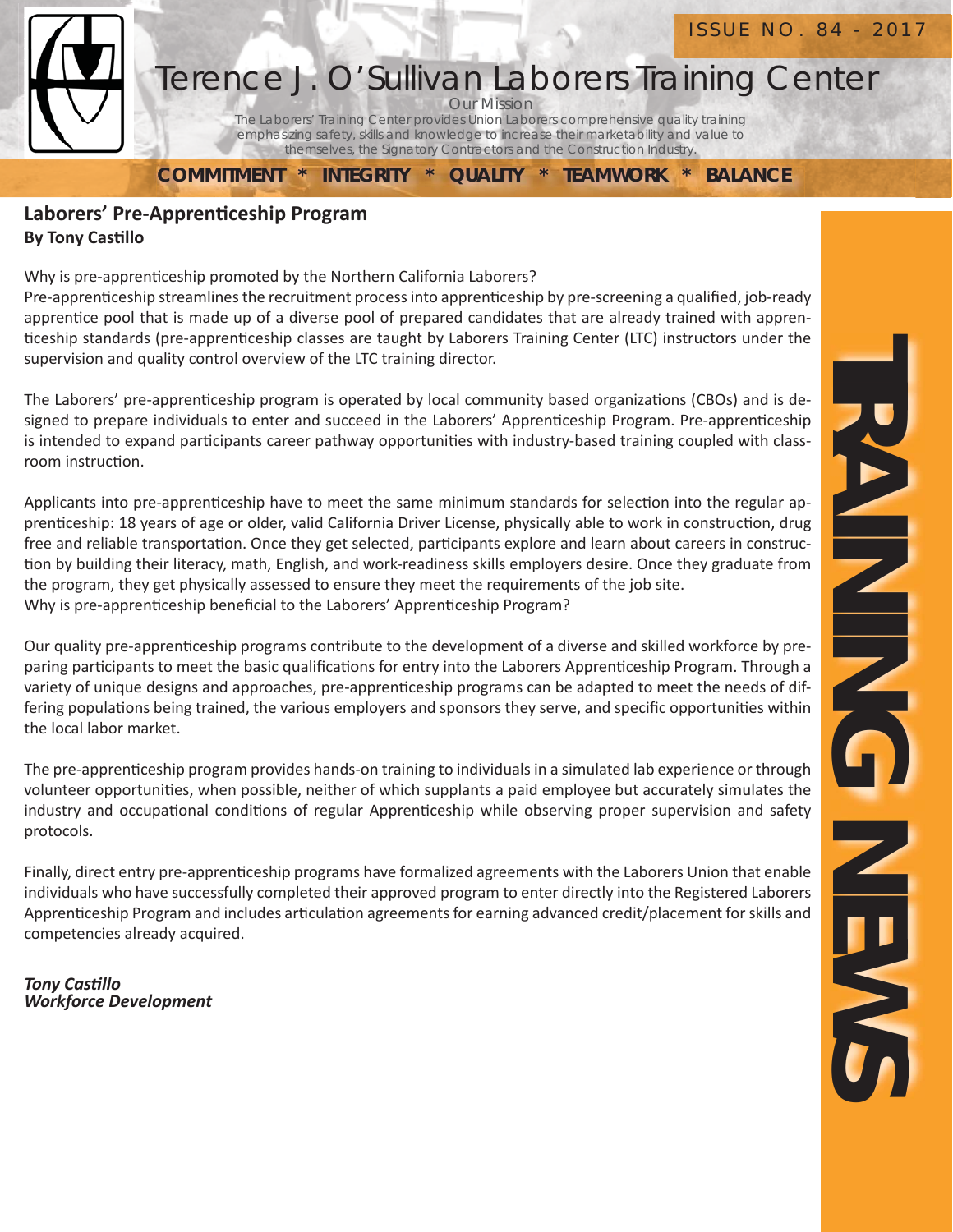ISSUE NO. 84 - 2017

# Terence J. O'Sullivan Laborers Training Center

Our Mission

The Laborers' Training Center provides Union Laborers comprehensive quality training emphasizing safety, skills and knowledge to increase their marketability and value to themselves, the Signatory Contractors and the Construction Industry.

**COMMITMENT * INTEGRITY * QUALITY * TEAMWORK * BALANCE**

TRAINING NEWS

## Laborers' Pre-Apprenticeship Program

**By Tony Castillo**

Why is pre-apprenticeship promoted by the Northern California Laborers?
Pre-apprenticeship streamlines the recruitment process into apprenticeship by pre-screening a qualified, job-ready apprentice pool that is made up of a diverse pool of prepared candidates that are already trained with apprenticeship standards (pre-apprenticeship classes are taught by Laborers Training Center (LTC) instructors under the supervision and quality control overview of the LTC training director.

The Laborers' pre-apprenticeship program is operated by local community based organizations (CBOs) and is designed to prepare individuals to enter and succeed in the Laborers' Apprenticeship Program. Pre-apprenticeship is intended to expand participants career pathway opportunities with industry-based training coupled with classroom instruction.

Applicants into pre-apprenticeship have to meet the same minimum standards for selection into the regular apprenticeship: 18 years of age or older, valid California Driver License, physically able to work in construction, drug free and reliable transportation. Once they get selected, participants explore and learn about careers in construction by building their literacy, math, English, and work-readiness skills employers desire. Once they graduate from the program, they get physically assessed to ensure they meet the requirements of the job site.
Why is pre-apprenticeship beneficial to the Laborers' Apprenticeship Program?

Our quality pre-apprenticeship programs contribute to the development of a diverse and skilled workforce by preparing participants to meet the basic qualifications for entry into the Laborers Apprenticeship Program. Through a variety of unique designs and approaches, pre-apprenticeship programs can be adapted to meet the needs of differing populations being trained, the various employers and sponsors they serve, and specific opportunities within the local labor market.

The pre-apprenticeship program provides hands-on training to individuals in a simulated lab experience or through volunteer opportunities, when possible, neither of which supplants a paid employee but accurately simulates the industry and occupational conditions of regular Apprenticeship while observing proper supervision and safety protocols.

Finally, direct entry pre-apprenticeship programs have formalized agreements with the Laborers Union that enable individuals who have successfully completed their approved program to enter directly into the Registered Laborers Apprenticeship Program and includes articulation agreements for earning advanced credit/placement for skills and competencies already acquired.

***Tony Castillo***
***Workforce Development***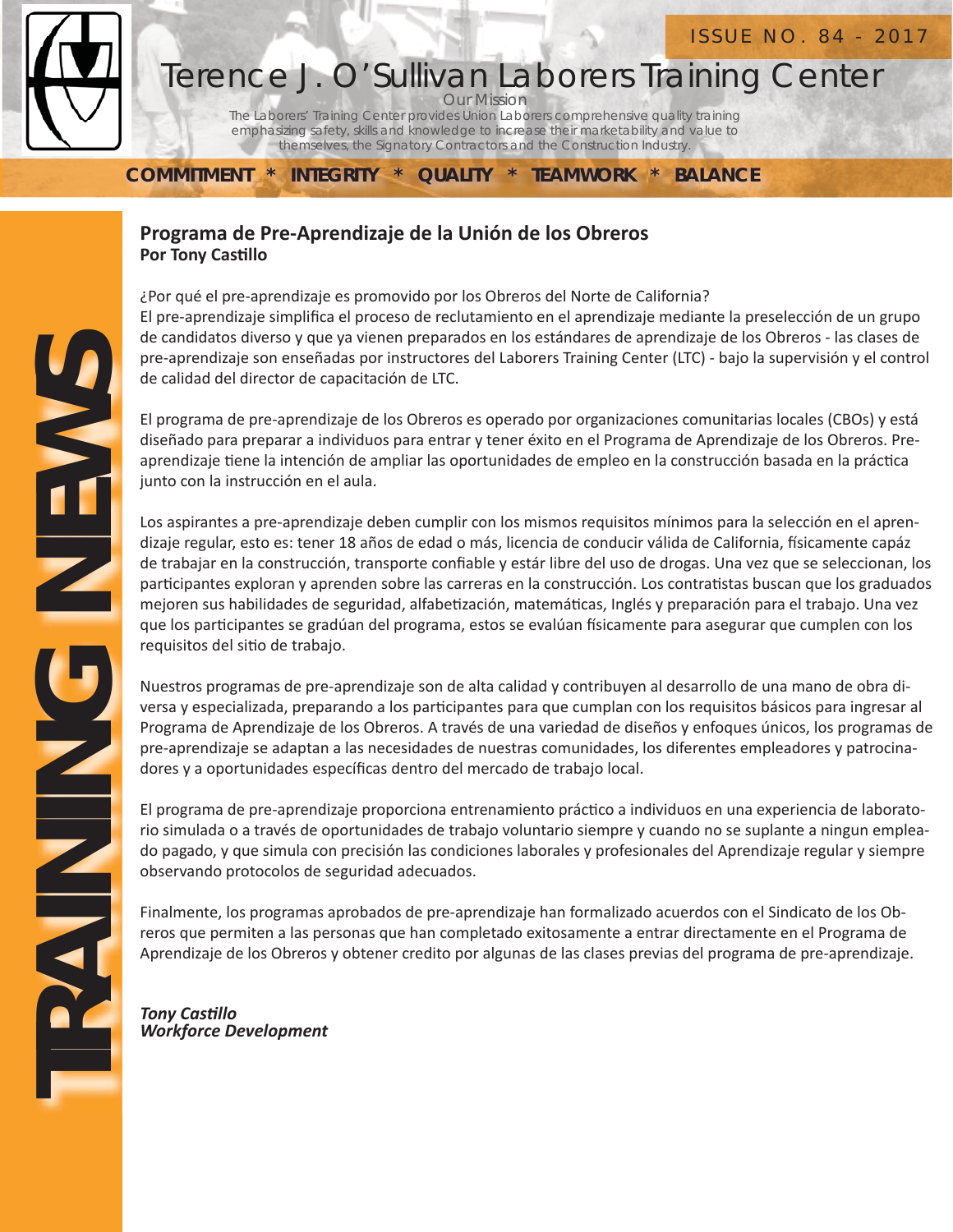ISSUE NO. 84 - 2017

# Terence J. O'Sullivan Laborers Training Center

Our Mission

The Laborers' Training Center provides Union Laborers comprehensive quality training emphasizing safety, skills and knowledge to increase their marketability and value to themselves, the Signatory Contractors and the Construction Industry.

**COMMITMENT * INTEGRITY * QUALITY * TEAMWORK * BALANCE**

TRAINING NEWS

## Programa de Pre-Aprendizaje de la Unión de los Obreros

**Por Tony Castillo**

¿Por qué el pre-aprendizaje es promovido por los Obreros del Norte de California?

El pre-aprendizaje simplifica el proceso de reclutamiento en el aprendizaje mediante la preselección de un grupo de candidatos diverso y que ya vienen preparados en los estándares de aprendizaje de los Obreros - las clases de pre-aprendizaje son enseñadas por instructores del Laborers Training Center (LTC) - bajo la supervisión y el control de calidad del director de capacitación de LTC.

El programa de pre-aprendizaje de los Obreros es operado por organizaciones comunitarias locales (CBOs) y está diseñado para preparar a individuos para entrar y tener éxito en el Programa de Aprendizaje de los Obreros. Pre-aprendizaje tiene la intención de ampliar las oportunidades de empleo en la construcción basada en la práctica junto con la instrucción en el aula.

Los aspirantes a pre-aprendizaje deben cumplir con los mismos requisitos mínimos para la selección en el aprendizaje regular, esto es: tener 18 años de edad o más, licencia de conducir válida de California, físicamente capáz de trabajar en la construcción, transporte confiable y estár libre del uso de drogas. Una vez que se seleccionan, los participantes exploran y aprenden sobre las carreras en la construcción. Los contratistas buscan que los graduados mejoren sus habilidades de seguridad, alfabetización, matemáticas, Inglés y preparación para el trabajo. Una vez que los participantes se gradúan del programa, estos se evalúan físicamente para asegurar que cumplen con los requisitos del sitio de trabajo.

Nuestros programas de pre-aprendizaje son de alta calidad y contribuyen al desarrollo de una mano de obra diversa y especializada, preparando a los participantes para que cumplan con los requisitos básicos para ingresar al Programa de Aprendizaje de los Obreros. A través de una variedad de diseños y enfoques únicos, los programas de pre-aprendizaje se adaptan a las necesidades de nuestras comunidades, los diferentes empleadores y patrocinadores y a oportunidades específicas dentro del mercado de trabajo local.

El programa de pre-aprendizaje proporciona entrenamiento práctico a individuos en una experiencia de laboratorio simulada o a través de oportunidades de trabajo voluntario siempre y cuando no se suplante a ningun empleado pagado, y que simula con precisión las condiciones laborales y profesionales del Aprendizaje regular y siempre observando protocolos de seguridad adecuados.

Finalmente, los programas aprobados de pre-aprendizaje han formalizado acuerdos con el Sindicato de los Obreros que permiten a las personas que han completado exitosamente a entrar directamente en el Programa de Aprendizaje de los Obreros y obtener credito por algunas de las clases previas del programa de pre-aprendizaje.

***Tony Castillo***
***Workforce Development***